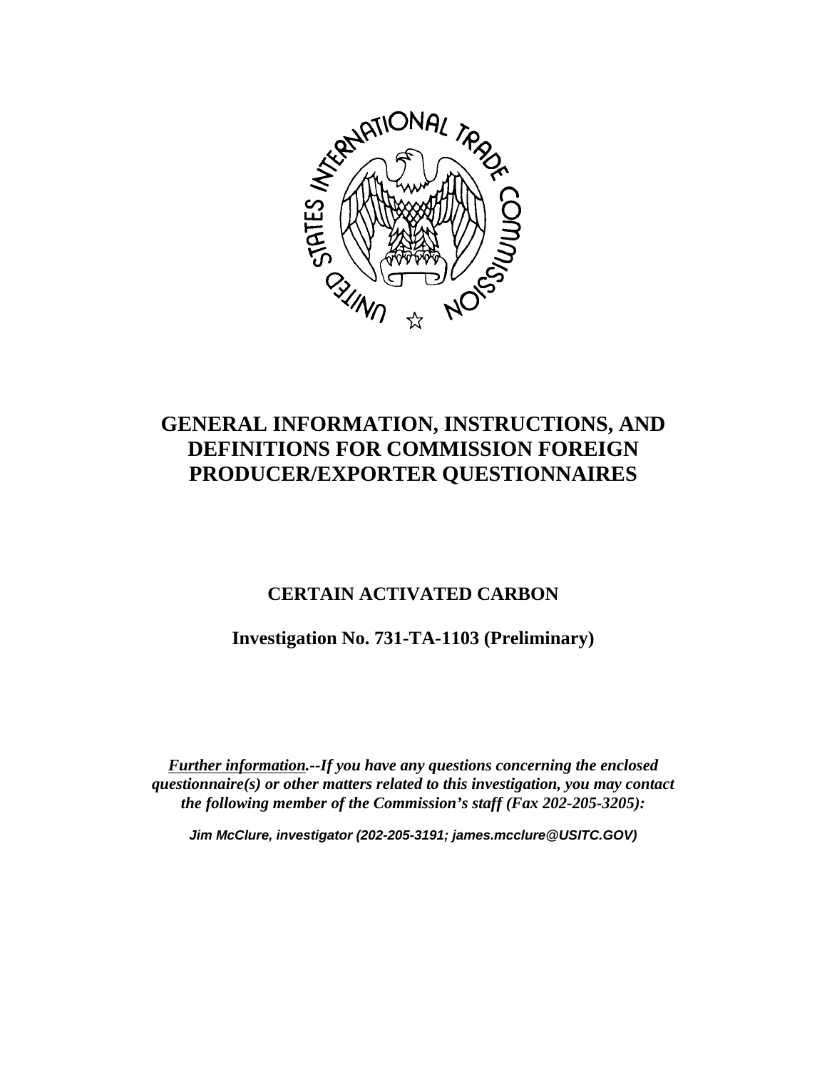# GENERAL INFORMATION, INSTRUCTIONS, AND DEFINITIONS FOR COMMISSION FOREIGN PRODUCER/EXPORTER QUESTIONNAIRES

## CERTAIN ACTIVATED CARBON

## Investigation No. 731-TA-1103 (Preliminary)

***Further information.--If you have any questions concerning the enclosed questionnaire(s) or other matters related to this investigation, you may contact the following member of the Commission's staff (Fax 202-205-3205):***

***Jim McClure, investigator (202-205-3191; james.mcclure@USITC.GOV)***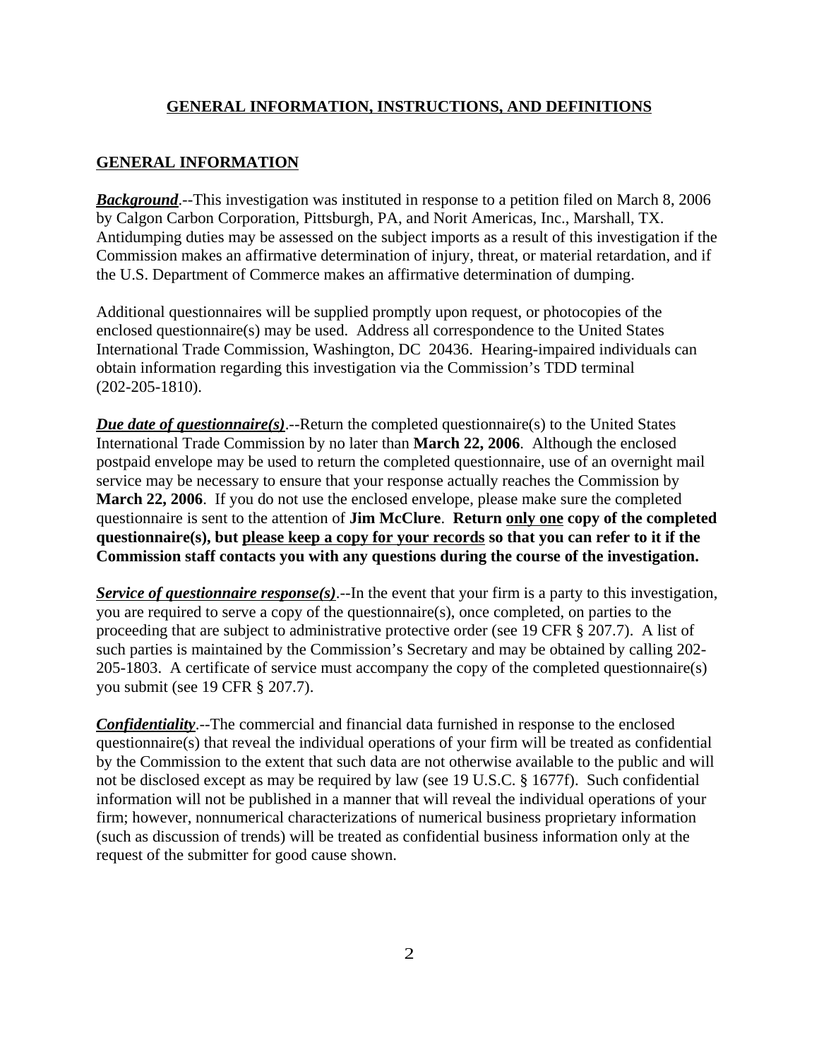## GENERAL INFORMATION, INSTRUCTIONS, AND DEFINITIONS

### GENERAL INFORMATION

***Background***.--This investigation was instituted in response to a petition filed on March 8, 2006 by Calgon Carbon Corporation, Pittsburgh, PA, and Norit Americas, Inc., Marshall, TX. Antidumping duties may be assessed on the subject imports as a result of this investigation if the Commission makes an affirmative determination of injury, threat, or material retardation, and if the U.S. Department of Commerce makes an affirmative determination of dumping.

Additional questionnaires will be supplied promptly upon request, or photocopies of the enclosed questionnaire(s) may be used. Address all correspondence to the United States International Trade Commission, Washington, DC 20436. Hearing-impaired individuals can obtain information regarding this investigation via the Commission's TDD terminal (202-205-1810).

***Due date of questionnaire(s)***.--Return the completed questionnaire(s) to the United States International Trade Commission by no later than **March 22, 2006**. Although the enclosed postpaid envelope may be used to return the completed questionnaire, use of an overnight mail service may be necessary to ensure that your response actually reaches the Commission by **March 22, 2006**. If you do not use the enclosed envelope, please make sure the completed questionnaire is sent to the attention of **Jim McClure**. **Return only one copy of the completed questionnaire(s), but please keep a copy for your records so that you can refer to it if the Commission staff contacts you with any questions during the course of the investigation.**

***Service of questionnaire response(s)***.--In the event that your firm is a party to this investigation, you are required to serve a copy of the questionnaire(s), once completed, on parties to the proceeding that are subject to administrative protective order (see 19 CFR § 207.7). A list of such parties is maintained by the Commission's Secretary and may be obtained by calling 202-205-1803. A certificate of service must accompany the copy of the completed questionnaire(s) you submit (see 19 CFR § 207.7).

***Confidentiality***.--The commercial and financial data furnished in response to the enclosed questionnaire(s) that reveal the individual operations of your firm will be treated as confidential by the Commission to the extent that such data are not otherwise available to the public and will not be disclosed except as may be required by law (see 19 U.S.C. § 1677f). Such confidential information will not be published in a manner that will reveal the individual operations of your firm; however, nonnumerical characterizations of numerical business proprietary information (such as discussion of trends) will be treated as confidential business information only at the request of the submitter for good cause shown.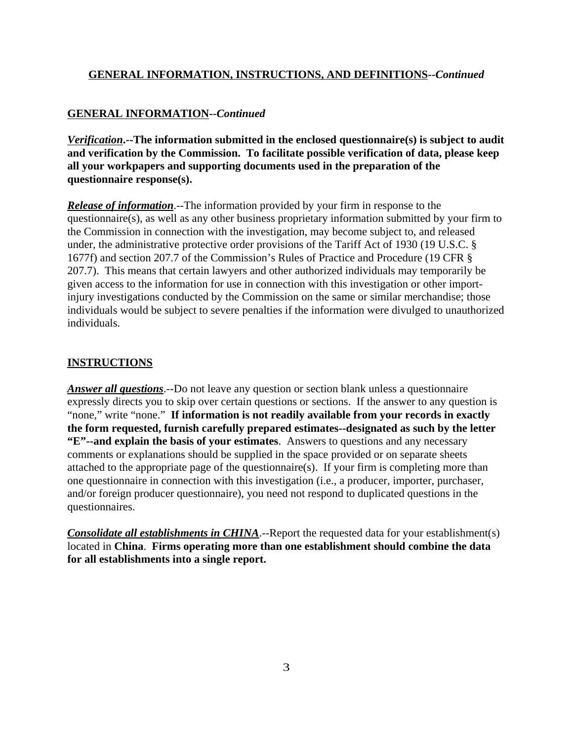## GENERAL INFORMATION, INSTRUCTIONS, AND DEFINITIONS--*Continued*

### GENERAL INFORMATION--*Continued*

***Verification*.--The information submitted in the enclosed questionnaire(s) is subject to audit and verification by the Commission. To facilitate possible verification of data, please keep all your workpapers and supporting documents used in the preparation of the questionnaire response(s).**

***Release of information***.--The information provided by your firm in response to the questionnaire(s), as well as any other business proprietary information submitted by your firm to the Commission in connection with the investigation, may become subject to, and released under, the administrative protective order provisions of the Tariff Act of 1930 (19 U.S.C. § 1677f) and section 207.7 of the Commission's Rules of Practice and Procedure (19 CFR § 207.7). This means that certain lawyers and other authorized individuals may temporarily be given access to the information for use in connection with this investigation or other import-injury investigations conducted by the Commission on the same or similar merchandise; those individuals would be subject to severe penalties if the information were divulged to unauthorized individuals.

### INSTRUCTIONS

***Answer all questions***.--Do not leave any question or section blank unless a questionnaire expressly directs you to skip over certain questions or sections. If the answer to any question is "none," write "none." **If information is not readily available from your records in exactly the form requested, furnish carefully prepared estimates--designated as such by the letter "E"--and explain the basis of your estimates**. Answers to questions and any necessary comments or explanations should be supplied in the space provided or on separate sheets attached to the appropriate page of the questionnaire(s). If your firm is completing more than one questionnaire in connection with this investigation (i.e., a producer, importer, purchaser, and/or foreign producer questionnaire), you need not respond to duplicated questions in the questionnaires.

***Consolidate all establishments in CHINA***.--Report the requested data for your establishment(s) located in **China**. **Firms operating more than one establishment should combine the data for all establishments into a single report.**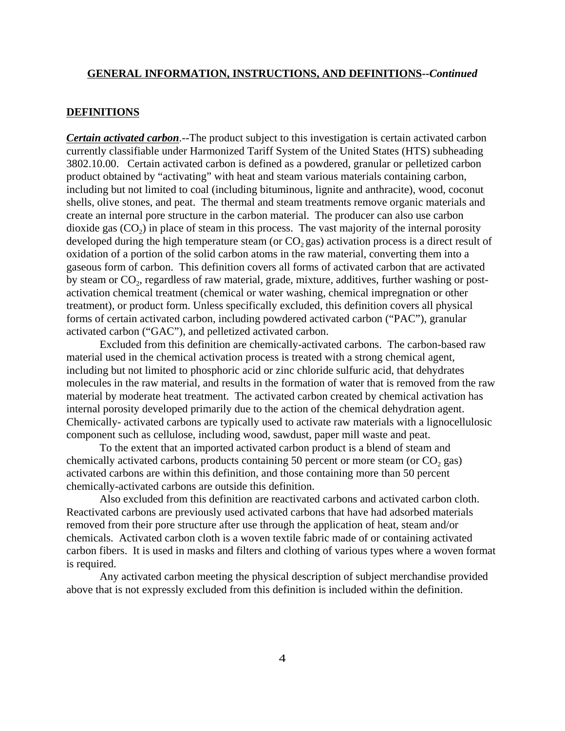**GENERAL INFORMATION, INSTRUCTIONS, AND DEFINITIONS--*Continued***

**DEFINITIONS**

***Certain activated carbon***.--The product subject to this investigation is certain activated carbon currently classifiable under Harmonized Tariff System of the United States (HTS) subheading 3802.10.00. Certain activated carbon is defined as a powdered, granular or pelletized carbon product obtained by "activating" with heat and steam various materials containing carbon, including but not limited to coal (including bituminous, lignite and anthracite), wood, coconut shells, olive stones, and peat. The thermal and steam treatments remove organic materials and create an internal pore structure in the carbon material. The producer can also use carbon dioxide gas ($CO_2$) in place of steam in this process. The vast majority of the internal porosity developed during the high temperature steam (or $CO_2$ gas) activation process is a direct result of oxidation of a portion of the solid carbon atoms in the raw material, converting them into a gaseous form of carbon. This definition covers all forms of activated carbon that are activated by steam or $CO_2$, regardless of raw material, grade, mixture, additives, further washing or post-activation chemical treatment (chemical or water washing, chemical impregnation or other treatment), or product form. Unless specifically excluded, this definition covers all physical forms of certain activated carbon, including powdered activated carbon ("PAC"), granular activated carbon ("GAC"), and pelletized activated carbon.

Excluded from this definition are chemically-activated carbons. The carbon-based raw material used in the chemical activation process is treated with a strong chemical agent, including but not limited to phosphoric acid or zinc chloride sulfuric acid, that dehydrates molecules in the raw material, and results in the formation of water that is removed from the raw material by moderate heat treatment. The activated carbon created by chemical activation has internal porosity developed primarily due to the action of the chemical dehydration agent. Chemically- activated carbons are typically used to activate raw materials with a lignocellulosic component such as cellulose, including wood, sawdust, paper mill waste and peat.

To the extent that an imported activated carbon product is a blend of steam and chemically activated carbons, products containing 50 percent or more steam (or $CO_2$ gas) activated carbons are within this definition, and those containing more than 50 percent chemically-activated carbons are outside this definition.

Also excluded from this definition are reactivated carbons and activated carbon cloth. Reactivated carbons are previously used activated carbons that have had adsorbed materials removed from their pore structure after use through the application of heat, steam and/or chemicals. Activated carbon cloth is a woven textile fabric made of or containing activated carbon fibers. It is used in masks and filters and clothing of various types where a woven format is required.

Any activated carbon meeting the physical description of subject merchandise provided above that is not expressly excluded from this definition is included within the definition.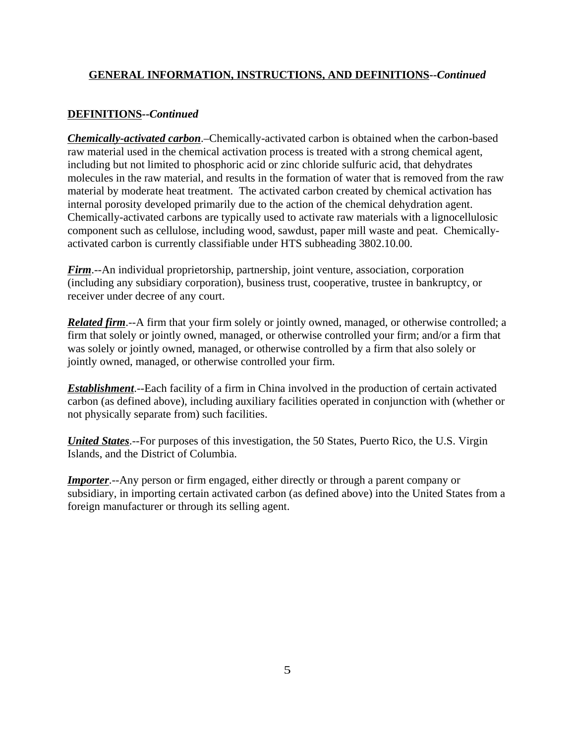**GENERAL INFORMATION, INSTRUCTIONS, AND DEFINITIONS--*Continued***

**DEFINITIONS--*Continued***

***Chemically-activated carbon***.–Chemically-activated carbon is obtained when the carbon-based raw material used in the chemical activation process is treated with a strong chemical agent, including but not limited to phosphoric acid or zinc chloride sulfuric acid, that dehydrates molecules in the raw material, and results in the formation of water that is removed from the raw material by moderate heat treatment. The activated carbon created by chemical activation has internal porosity developed primarily due to the action of the chemical dehydration agent. Chemically-activated carbons are typically used to activate raw materials with a lignocellulosic component such as cellulose, including wood, sawdust, paper mill waste and peat. Chemically-activated carbon is currently classifiable under HTS subheading 3802.10.00.

***Firm***.--An individual proprietorship, partnership, joint venture, association, corporation (including any subsidiary corporation), business trust, cooperative, trustee in bankruptcy, or receiver under decree of any court.

***Related firm***.--A firm that your firm solely or jointly owned, managed, or otherwise controlled; a firm that solely or jointly owned, managed, or otherwise controlled your firm; and/or a firm that was solely or jointly owned, managed, or otherwise controlled by a firm that also solely or jointly owned, managed, or otherwise controlled your firm.

***Establishment***.--Each facility of a firm in China involved in the production of certain activated carbon (as defined above), including auxiliary facilities operated in conjunction with (whether or not physically separate from) such facilities.

***United States***.--For purposes of this investigation, the 50 States, Puerto Rico, the U.S. Virgin Islands, and the District of Columbia.

***Importer***.--Any person or firm engaged, either directly or through a parent company or subsidiary, in importing certain activated carbon (as defined above) into the United States from a foreign manufacturer or through its selling agent.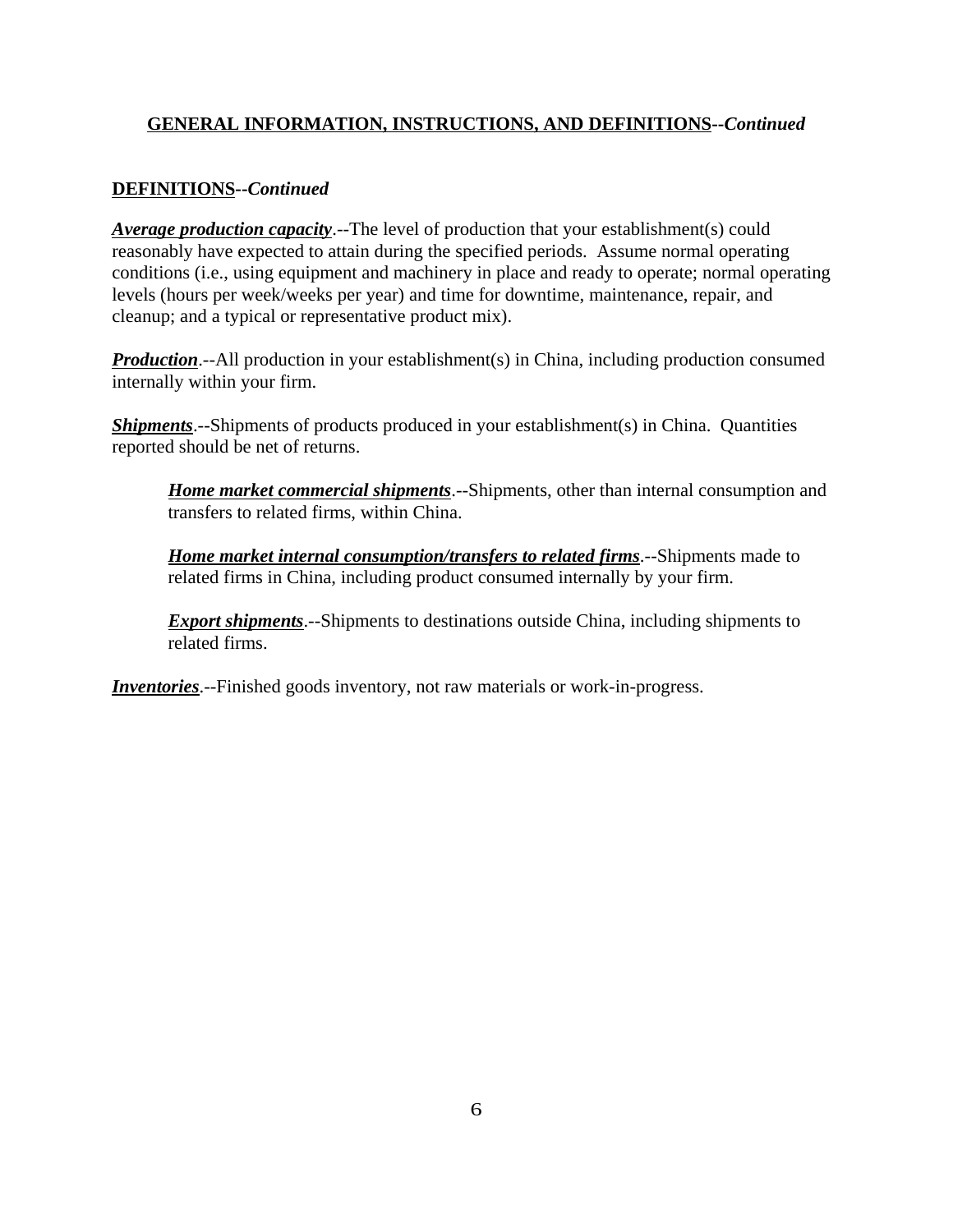## **GENERAL INFORMATION, INSTRUCTIONS, AND DEFINITIONS--*Continued***

### **DEFINITIONS--*Continued***

***Average production capacity***.--The level of production that your establishment(s) could reasonably have expected to attain during the specified periods. Assume normal operating conditions (i.e., using equipment and machinery in place and ready to operate; normal operating levels (hours per week/weeks per year) and time for downtime, maintenance, repair, and cleanup; and a typical or representative product mix).

***Production***.--All production in your establishment(s) in China, including production consumed internally within your firm.

***Shipments***.--Shipments of products produced in your establishment(s) in China. Quantities reported should be net of returns.

> ***Home market commercial shipments***.--Shipments, other than internal consumption and transfers to related firms, within China.
>
> ***Home market internal consumption/transfers to related firms***.--Shipments made to related firms in China, including product consumed internally by your firm.
>
> ***Export shipments***.--Shipments to destinations outside China, including shipments to related firms.

***Inventories***.--Finished goods inventory, not raw materials or work-in-progress.